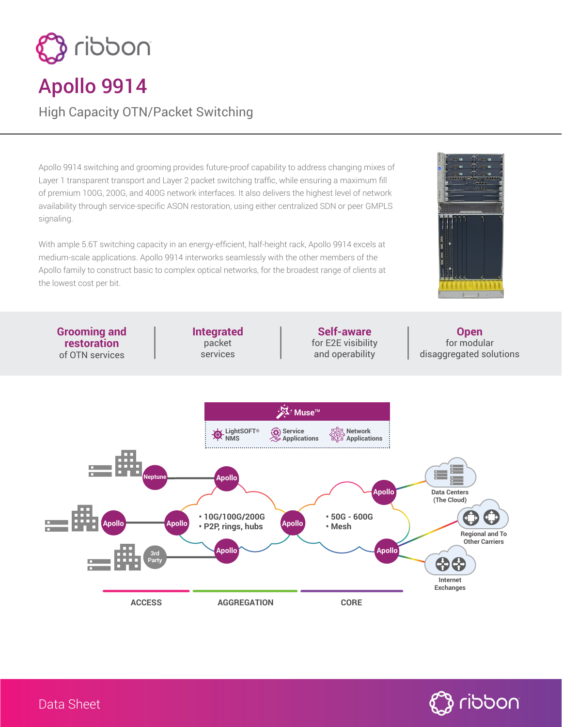# Apollo 9914

## High Capacity OTN/Packet Switching

Apollo 9914 switching and grooming provides future-proof capability to address changing mixes of Layer 1 transparent transport and Layer 2 packet switching traffic, while ensuring a maximum fill of premium 100G, 200G, and 400G network interfaces. It also delivers the highest level of network availability through service-specific ASON restoration, using either centralized SDN or peer GMPLS signaling.

With ample 5.6T switching capacity in an energy-efficient, half-height rack, Apollo 9914 excels at medium-scale applications. Apollo 9914 interworks seamlessly with the other members of the Apollo family to construct basic to complex optical networks, for the broadest range of clients at the lowest cost per bit.

**Grooming and restoration** of OTN services

**Integrated** packet services

**Self-aware** for E2E visibility and operability

**Open** for modular disaggregated solutions

Muse™

LightSOFT® NMS | Service Applications | Network Applications

Neptune | Apollo | Apollo | Apollo | 3rd Party | Apollo | Apollo | Apollo | Apollo

- 10G/100G/200G
- P2P, rings, hubs

- 50G - 600G
- Mesh

Data Centers (The Cloud)

Regional and To Other Carriers

Internet Exchanges

ACCESS | AGGREGATION | CORE

Data Sheet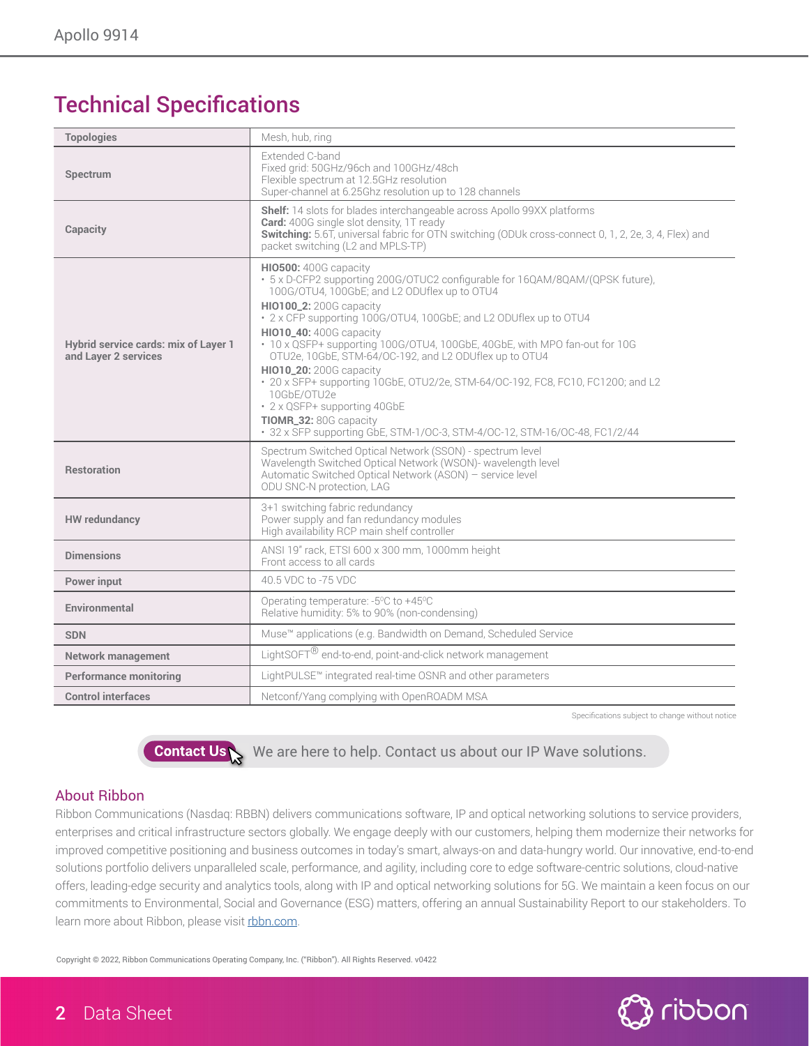## Technical Specifications

| | |
|---|---|
| **Topologies** | Mesh, hub, ring |
| **Spectrum** | Extended C-band<br>Fixed grid: 50GHz/96ch and 100GHz/48ch<br>Flexible spectrum at 12.5GHz resolution<br>Super-channel at 6.25Ghz resolution up to 128 channels |
| **Capacity** | **Shelf:** 14 slots for blades interchangeable across Apollo 99XX platforms<br>**Card:** 400G single slot density, 1T ready<br>**Switching:** 5.6T, universal fabric for OTN switching (ODUk cross-connect 0, 1, 2, 2e, 3, 4, Flex) and packet switching (L2 and MPLS-TP) |
| **Hybrid service cards: mix of Layer 1 and Layer 2 services** | **HIO500:** 400G capacity<br>• 5 x D-CFP2 supporting 200G/OTUC2 configurable for 16QAM/8QAM/(QPSK future), 100G/OTU4, 100GbE; and L2 ODUflex up to OTU4<br>**HIO100_2:** 200G capacity<br>• 2 x CFP supporting 100G/OTU4, 100GbE; and L2 ODUflex up to OTU4<br>**HIO10_40:** 400G capacity<br>• 10 x QSFP+ supporting 100G/OTU4, 100GbE, 40GbE, with MPO fan-out for 10G OTU2e, 10GbE, STM-64/OC-192, and L2 ODUflex up to OTU4<br>**HIO10_20:** 200G capacity<br>• 20 x SFP+ supporting 10GbE, OTU2/2e, STM-64/OC-192, FC8, FC10, FC1200; and L2 10GbE/OTU2e<br>• 2 x QSFP+ supporting 40GbE<br>**TIOMR_32:** 80G capacity<br>• 32 x SFP supporting GbE, STM-1/OC-3, STM-4/OC-12, STM-16/OC-48, FC1/2/44 |
| **Restoration** | Spectrum Switched Optical Network (SSON) - spectrum level<br>Wavelength Switched Optical Network (WSON)- wavelength level<br>Automatic Switched Optical Network (ASON) – service level<br>ODU SNC-N protection, LAG |
| **HW redundancy** | 3+1 switching fabric redundancy<br>Power supply and fan redundancy modules<br>High availability RCP main shelf controller |
| **Dimensions** | ANSI 19" rack, ETSI 600 x 300 mm, 1000mm height<br>Front access to all cards |
| **Power input** | 40.5 VDC to -75 VDC |
| **Environmental** | Operating temperature: -5ºC to +45ºC<br>Relative humidity: 5% to 90% (non-condensing) |
| **SDN** | Muse™ applications (e.g. Bandwidth on Demand, Scheduled Service |
| **Network management** | LightSOFT® end-to-end, point-and-click network management |
| **Performance monitoring** | LightPULSE™ integrated real-time OSNR and other parameters |
| **Control interfaces** | Netconf/Yang complying with OpenROADM MSA |

Specifications subject to change without notice

**Contact Us** We are here to help. Contact us about our IP Wave solutions.

### About Ribbon

Ribbon Communications (Nasdaq: RBBN) delivers communications software, IP and optical networking solutions to service providers, enterprises and critical infrastructure sectors globally. We engage deeply with our customers, helping them modernize their networks for improved competitive positioning and business outcomes in today's smart, always-on and data-hungry world. Our innovative, end-to-end solutions portfolio delivers unparalleled scale, performance, and agility, including core to edge software-centric solutions, cloud-native offers, leading-edge security and analytics tools, along with IP and optical networking solutions for 5G. We maintain a keen focus on our commitments to Environmental, Social and Governance (ESG) matters, offering an annual Sustainability Report to our stakeholders. To learn more about Ribbon, please visit rbbn.com.

Copyright © 2022, Ribbon Communications Operating Company, Inc. ("Ribbon"). All Rights Reserved. v0422